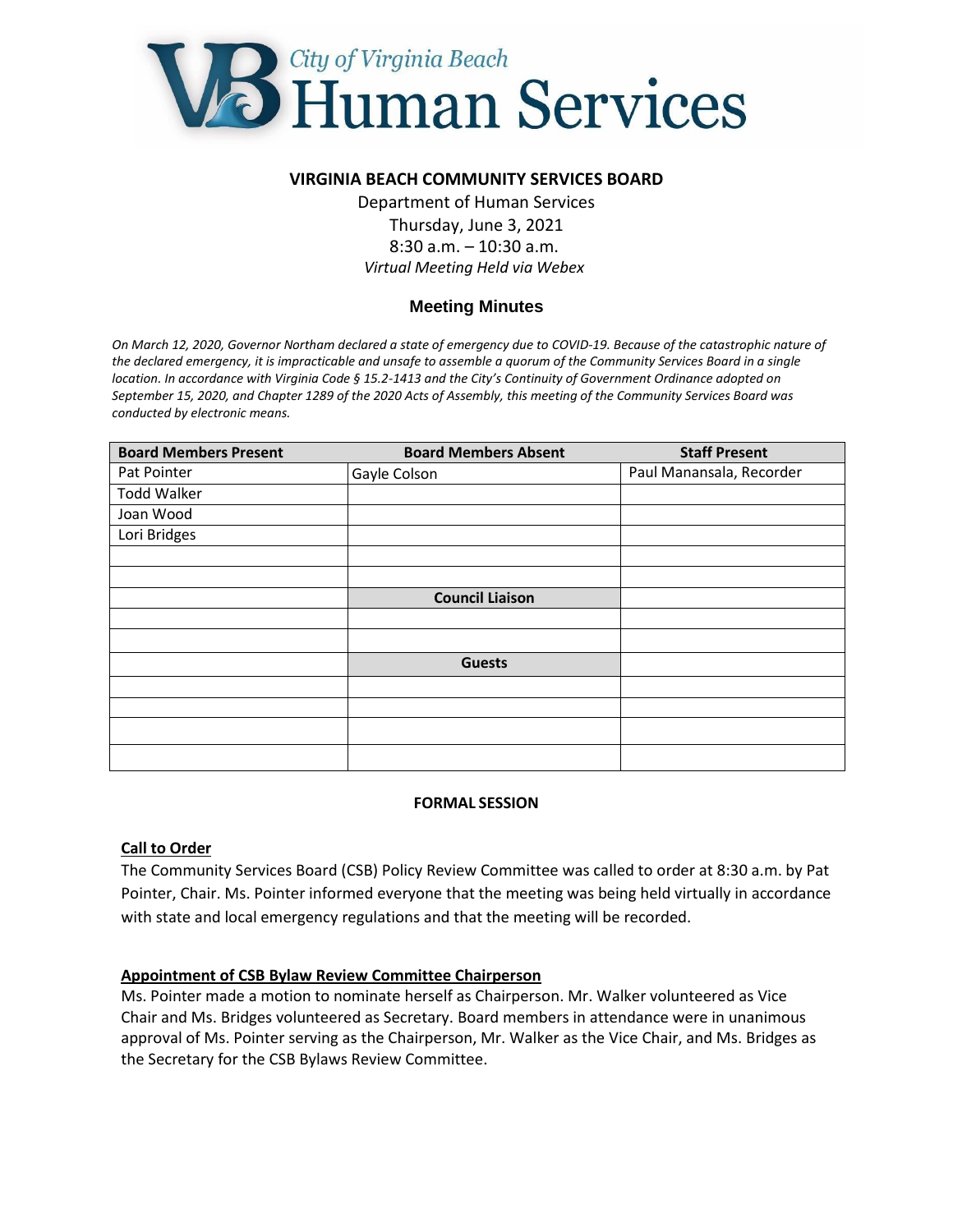City of Virginia Beach

# Human Services

## VIRGINIA BEACH COMMUNITY SERVICES BOARD

Department of Human Services
Thursday, June 3, 2021
8:30 a.m. – 10:30 a.m.
*Virtual Meeting Held via Webex*

### Meeting Minutes

*On March 12, 2020, Governor Northam declared a state of emergency due to COVID-19. Because of the catastrophic nature of the declared emergency, it is impracticable and unsafe to assemble a quorum of the Community Services Board in a single location. In accordance with Virginia Code § 15.2-1413 and the City's Continuity of Government Ordinance adopted on September 15, 2020, and Chapter 1289 of the 2020 Acts of Assembly, this meeting of the Community Services Board was conducted by electronic means.*

| Board Members Present | Board Members Absent | Staff Present |
|---|---|---|
| Pat Pointer | Gayle Colson | Paul Manansala, Recorder |
| Todd Walker | | |
| Joan Wood | | |
| Lori Bridges | | |
| | | |
| | | |
| | **Council Liaison** | |
| | | |
| | | |
| | **Guests** | |
| | | |
| | | |
| | | |
| | | |

**FORMAL SESSION**

**Call to Order**

The Community Services Board (CSB) Policy Review Committee was called to order at 8:30 a.m. by Pat Pointer, Chair. Ms. Pointer informed everyone that the meeting was being held virtually in accordance with state and local emergency regulations and that the meeting will be recorded.

**Appointment of CSB Bylaw Review Committee Chairperson**

Ms. Pointer made a motion to nominate herself as Chairperson. Mr. Walker volunteered as Vice Chair and Ms. Bridges volunteered as Secretary. Board members in attendance were in unanimous approval of Ms. Pointer serving as the Chairperson, Mr. Walker as the Vice Chair, and Ms. Bridges as the Secretary for the CSB Bylaws Review Committee.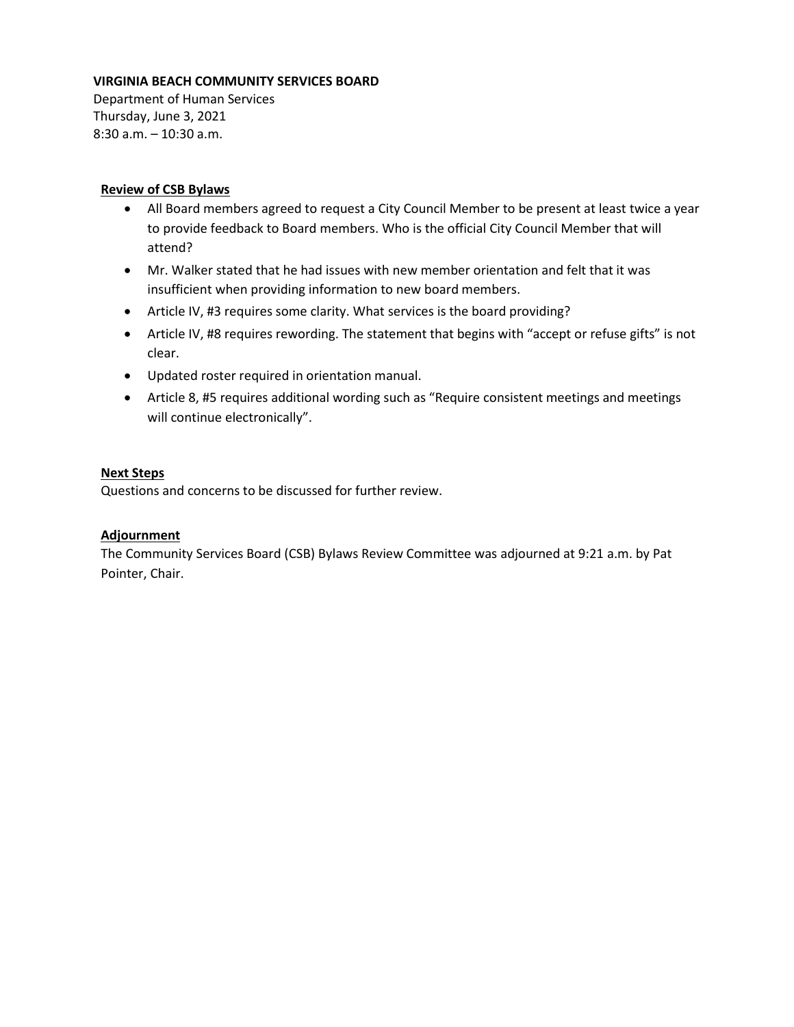**VIRGINIA BEACH COMMUNITY SERVICES BOARD**
Department of Human Services
Thursday, June 3, 2021
8:30 a.m. – 10:30 a.m.

**Review of CSB Bylaws**

- All Board members agreed to request a City Council Member to be present at least twice a year to provide feedback to Board members. Who is the official City Council Member that will attend?
- Mr. Walker stated that he had issues with new member orientation and felt that it was insufficient when providing information to new board members.
- Article IV, #3 requires some clarity. What services is the board providing?
- Article IV, #8 requires rewording. The statement that begins with "accept or refuse gifts" is not clear.
- Updated roster required in orientation manual.
- Article 8, #5 requires additional wording such as "Require consistent meetings and meetings will continue electronically".

**Next Steps**

Questions and concerns to be discussed for further review.

**Adjournment**

The Community Services Board (CSB) Bylaws Review Committee was adjourned at 9:21 a.m. by Pat Pointer, Chair.